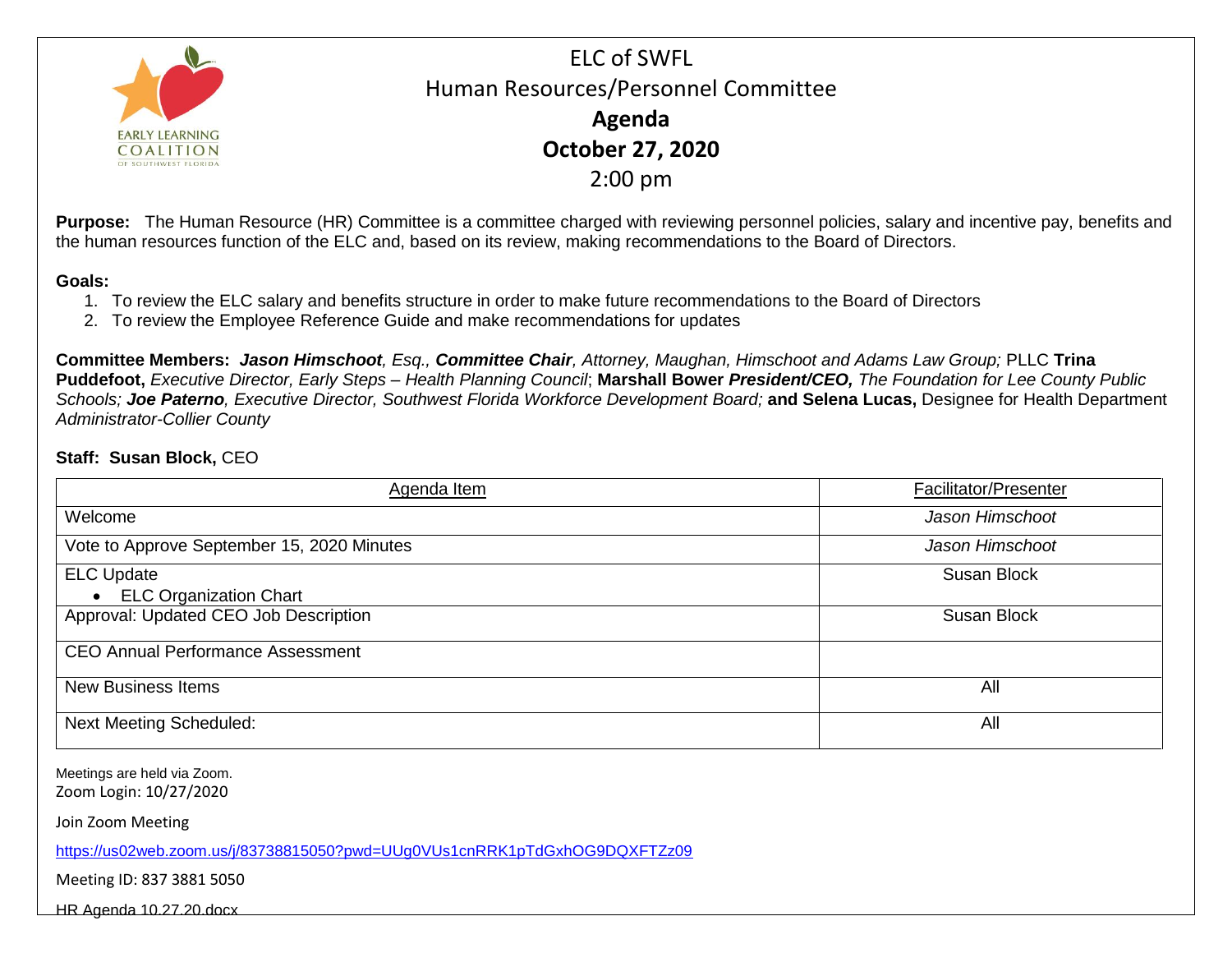# ELC of SWFL

## Human Resources/Personnel Committee

## **Agenda**

## **October 27, 2020**

## 2:00 pm

**Purpose:** The Human Resource (HR) Committee is a committee charged with reviewing personnel policies, salary and incentive pay, benefits and the human resources function of the ELC and, based on its review, making recommendations to the Board of Directors.

**Goals:**

1. To review the ELC salary and benefits structure in order to make future recommendations to the Board of Directors
2. To review the Employee Reference Guide and make recommendations for updates

**Committee Members:** ***Jason Himschoot****, Esq.,* ***Committee Chair****, Attorney, Maughan, Himschoot and Adams Law Group;* PLLC **Trina Puddefoot,** *Executive Director, Early Steps – Health Planning Council*; **Marshall Bower** ***President/CEO,*** *The Foundation for Lee County Public Schools;* ***Joe Paterno****, Executive Director, Southwest Florida Workforce Development Board;* **and Selena Lucas,** Designee for Health Department *Administrator-Collier County*

**Staff: Susan Block,** CEO

| Agenda Item | Facilitator/Presenter |
|---|---|
| Welcome | *Jason Himschoot* |
| Vote to Approve September 15, 2020 Minutes | *Jason Himschoot* |
| ELC Update<br>• ELC Organization Chart | Susan Block |
| Approval: Updated CEO Job Description | Susan Block |
| CEO Annual Performance Assessment | |
| New Business Items | All |
| Next Meeting Scheduled: | All |

Meetings are held via Zoom.
Zoom Login: 10/27/2020

Join Zoom Meeting

https://us02web.zoom.us/j/83738815050?pwd=UUg0VUs1cnRRK1pTdGxhOG9DQXFTZz09

Meeting ID: 837 3881 5050

HR Agenda 10.27.20.docx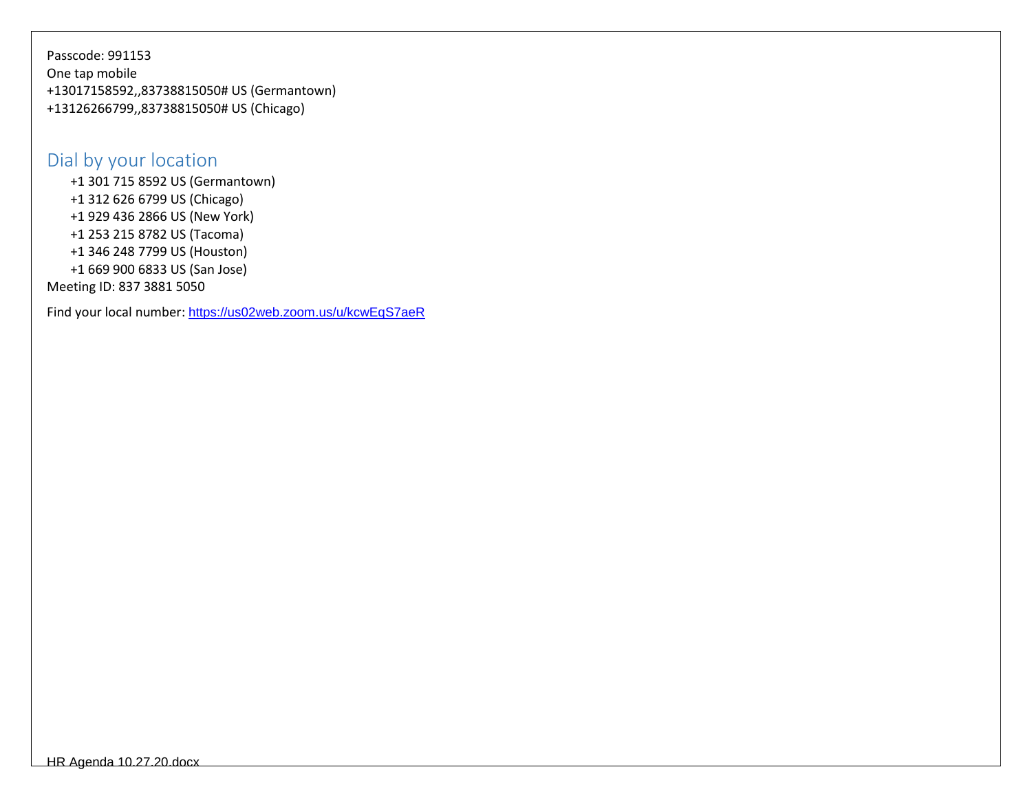Passcode: 991153
One tap mobile
+13017158592,,83738815050# US (Germantown)
+13126266799,,83738815050# US (Chicago)

## Dial by your location

+1 301 715 8592 US (Germantown)
+1 312 626 6799 US (Chicago)
+1 929 436 2866 US (New York)
+1 253 215 8782 US (Tacoma)
+1 346 248 7799 US (Houston)
+1 669 900 6833 US (San Jose)

Meeting ID: 837 3881 5050

Find your local number: https://us02web.zoom.us/u/kcwEqS7aeR